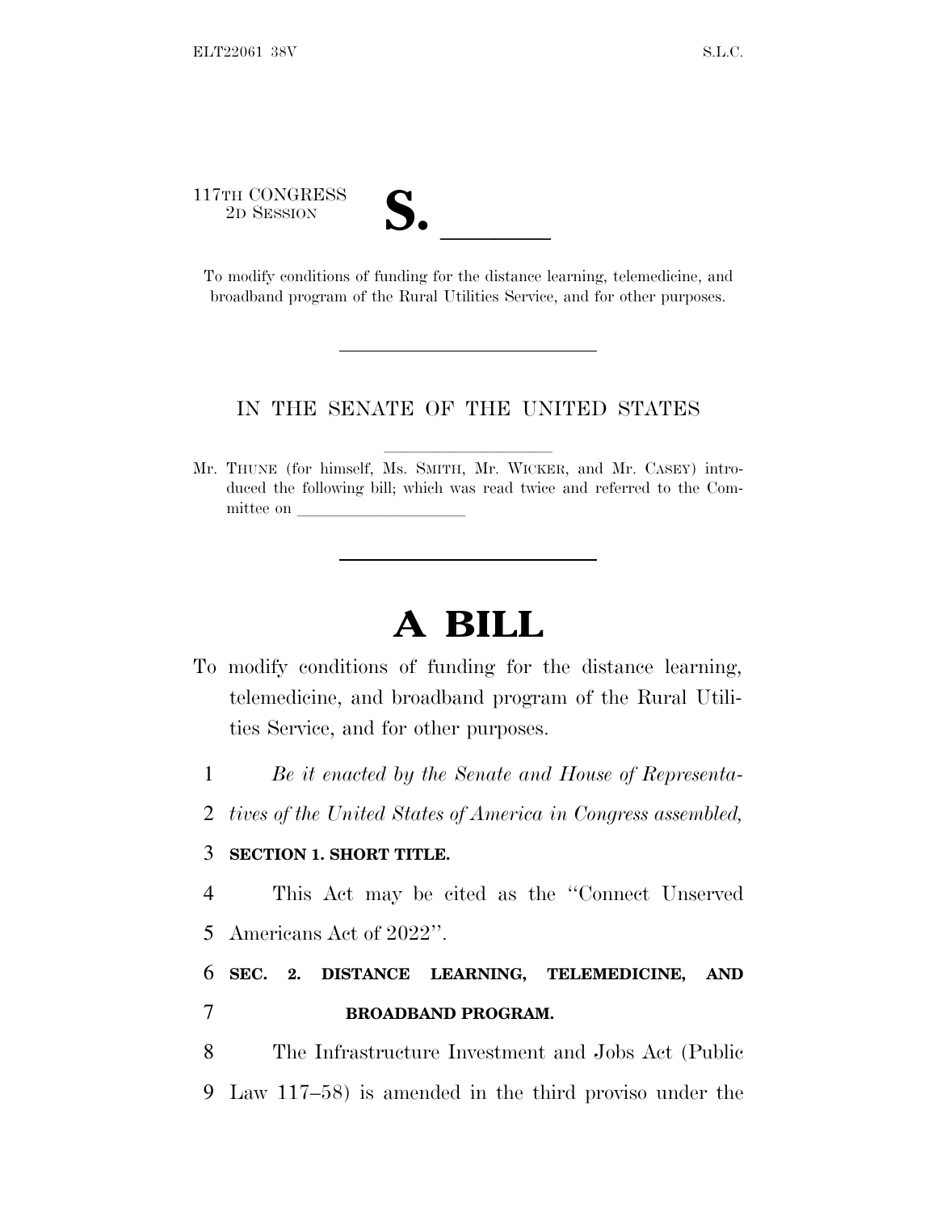117TH CONGRESS
2D SESSION

# S. \_\_\_\_\_\_

To modify conditions of funding for the distance learning, telemedicine, and broadband program of the Rural Utilities Service, and for other purposes.

---

IN THE SENATE OF THE UNITED STATES

Mr. THUNE (for himself, Ms. SMITH, Mr. WICKER, and Mr. CASEY) introduced the following bill; which was read twice and referred to the Committee on \_\_\_\_\_\_\_\_\_\_\_\_\_\_\_\_\_\_\_\_

---

# A BILL

To modify conditions of funding for the distance learning, telemedicine, and broadband program of the Rural Utilities Service, and for other purposes.

1 *Be it enacted by the Senate and House of Representa-*
2 *tives of the United States of America in Congress assembled,*

3 **SECTION 1. SHORT TITLE.**

4 This Act may be cited as the "Connect Unserved
5 Americans Act of 2022".

6 **SEC. 2. DISTANCE LEARNING, TELEMEDICINE, AND**
7 **BROADBAND PROGRAM.**

8 The Infrastructure Investment and Jobs Act (Public
9 Law 117–58) is amended in the third proviso under the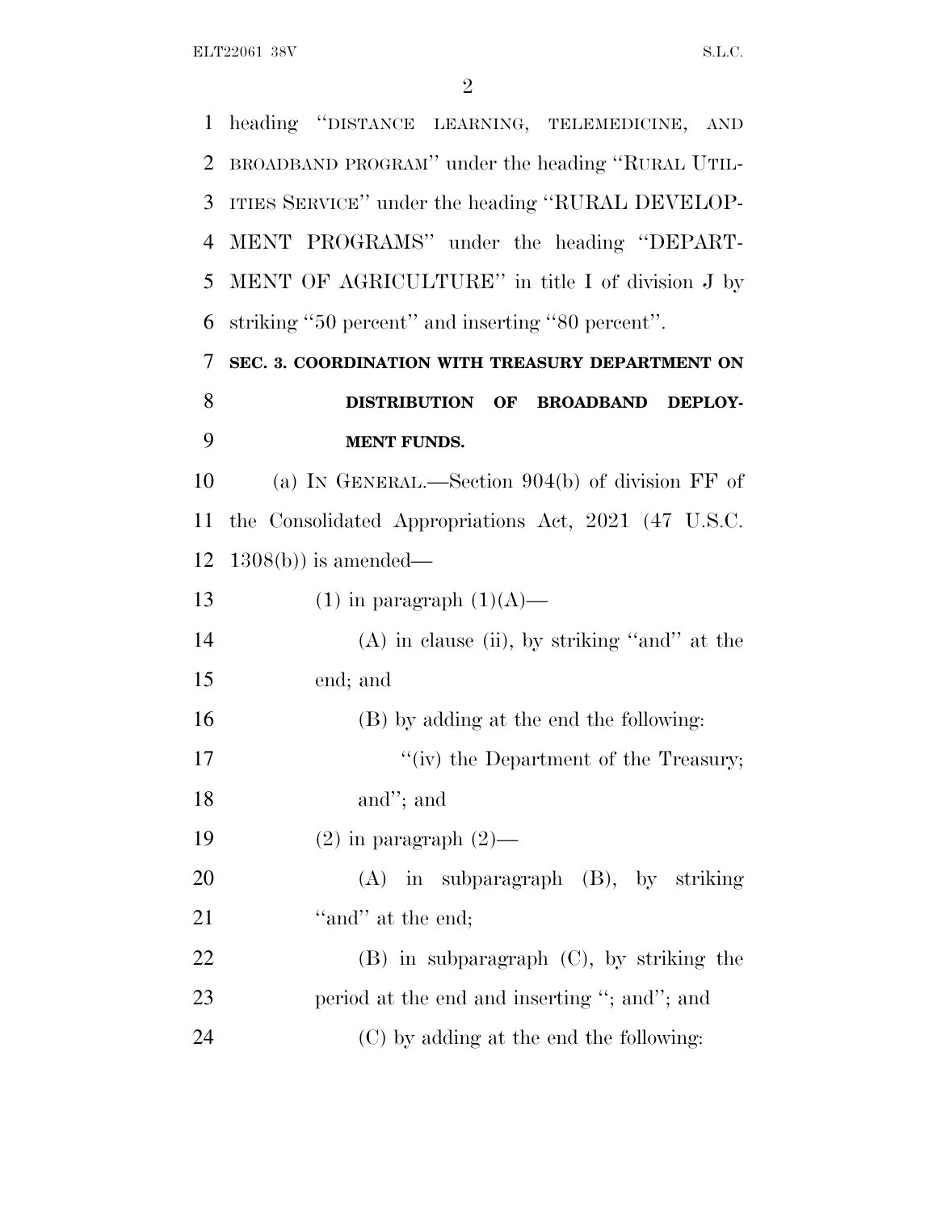heading "DISTANCE LEARNING, TELEMEDICINE, AND BROADBAND PROGRAM" under the heading "RURAL UTILITIES SERVICE" under the heading "RURAL DEVELOPMENT PROGRAMS" under the heading "DEPARTMENT OF AGRICULTURE" in title I of division J by striking "50 percent" and inserting "80 percent".

**SEC. 3. COORDINATION WITH TREASURY DEPARTMENT ON DISTRIBUTION OF BROADBAND DEPLOYMENT FUNDS.**

(a) IN GENERAL.—Section 904(b) of division FF of the Consolidated Appropriations Act, 2021 (47 U.S.C. 1308(b)) is amended—

(1) in paragraph (1)(A)—

(A) in clause (ii), by striking "and" at the end; and

(B) by adding at the end the following:

"(iv) the Department of the Treasury; and"; and

(2) in paragraph (2)—

(A) in subparagraph (B), by striking "and" at the end;

(B) in subparagraph (C), by striking the period at the end and inserting "; and"; and

(C) by adding at the end the following: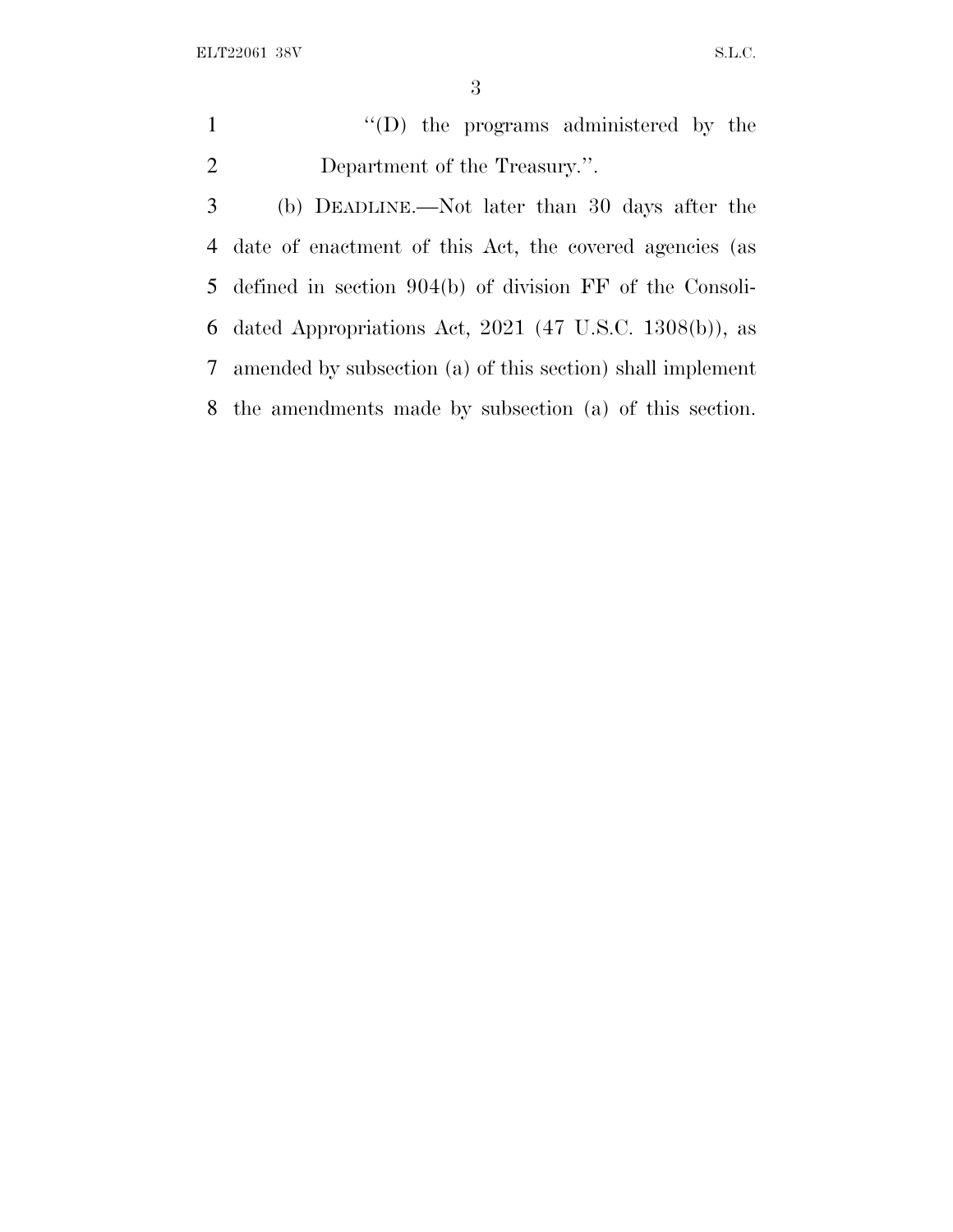"(D) the programs administered by the Department of the Treasury.".

(b) DEADLINE.—Not later than 30 days after the date of enactment of this Act, the covered agencies (as defined in section 904(b) of division FF of the Consolidated Appropriations Act, 2021 (47 U.S.C. 1308(b)), as amended by subsection (a) of this section) shall implement the amendments made by subsection (a) of this section.